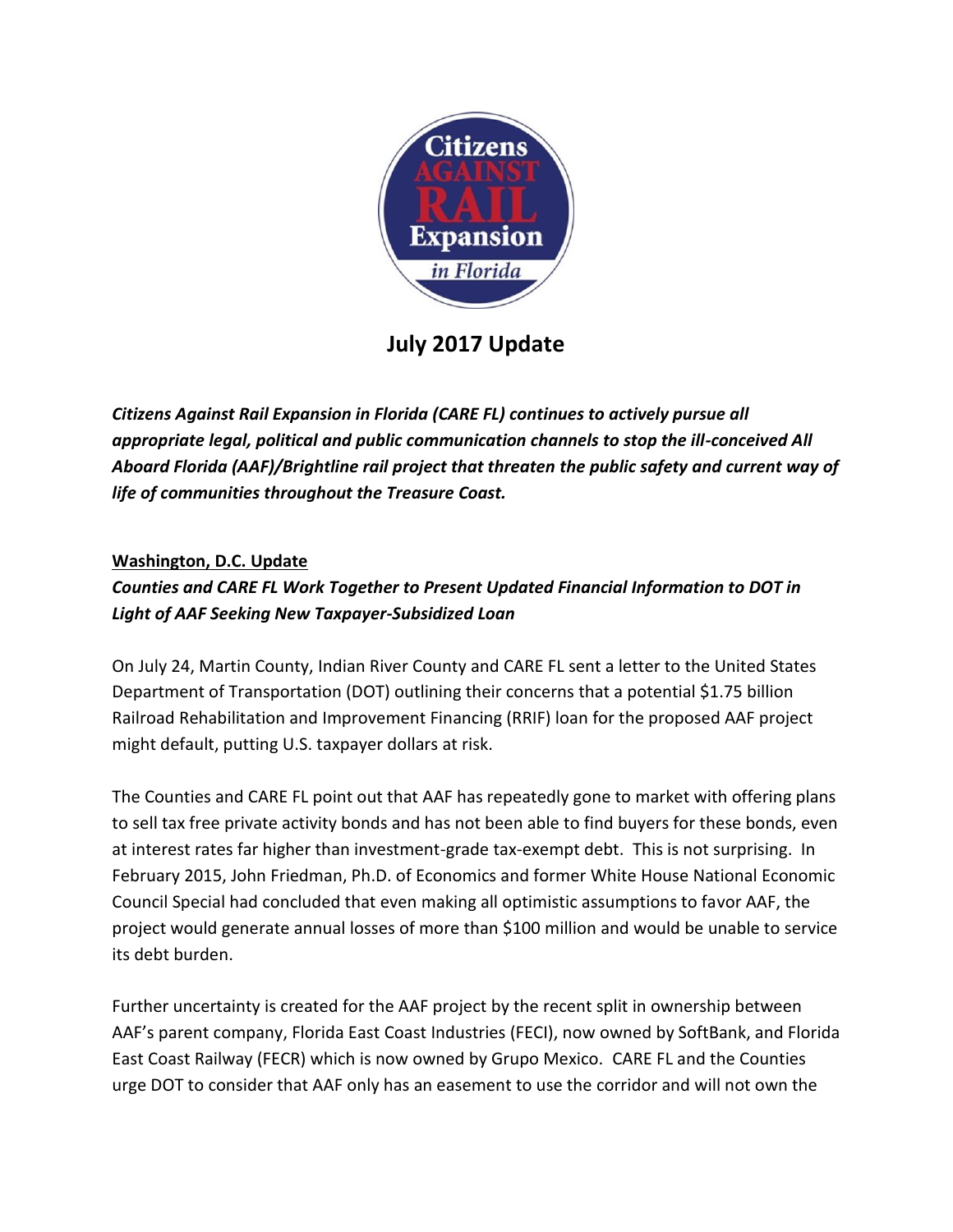Citizens AGAINST RAIL Expansion in Florida

# July 2017 Update

***Citizens Against Rail Expansion in Florida (CARE FL) continues to actively pursue all appropriate legal, political and public communication channels to stop the ill-conceived All Aboard Florida (AAF)/Brightline rail project that threaten the public safety and current way of life of communities throughout the Treasure Coast.***

## <u>Washington, D.C. Update</u>

***Counties and CARE FL Work Together to Present Updated Financial Information to DOT in Light of AAF Seeking New Taxpayer-Subsidized Loan***

On July 24, Martin County, Indian River County and CARE FL sent a letter to the United States Department of Transportation (DOT) outlining their concerns that a potential $1.75 billion Railroad Rehabilitation and Improvement Financing (RRIF) loan for the proposed AAF project might default, putting U.S. taxpayer dollars at risk.

The Counties and CARE FL point out that AAF has repeatedly gone to market with offering plans to sell tax free private activity bonds and has not been able to find buyers for these bonds, even at interest rates far higher than investment-grade tax-exempt debt. This is not surprising. In February 2015, John Friedman, Ph.D. of Economics and former White House National Economic Council Special had concluded that even making all optimistic assumptions to favor AAF, the project would generate annual losses of more than $100 million and would be unable to service its debt burden.

Further uncertainty is created for the AAF project by the recent split in ownership between AAF's parent company, Florida East Coast Industries (FECI), now owned by SoftBank, and Florida East Coast Railway (FECR) which is now owned by Grupo Mexico. CARE FL and the Counties urge DOT to consider that AAF only has an easement to use the corridor and will not own the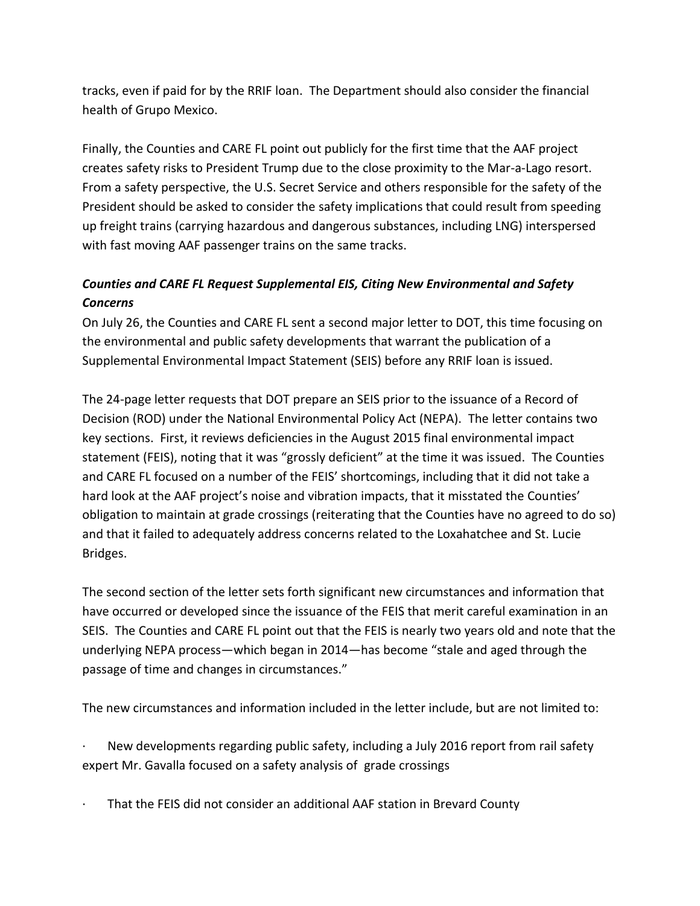tracks, even if paid for by the RRIF loan. The Department should also consider the financial health of Grupo Mexico.

Finally, the Counties and CARE FL point out publicly for the first time that the AAF project creates safety risks to President Trump due to the close proximity to the Mar-a-Lago resort. From a safety perspective, the U.S. Secret Service and others responsible for the safety of the President should be asked to consider the safety implications that could result from speeding up freight trains (carrying hazardous and dangerous substances, including LNG) interspersed with fast moving AAF passenger trains on the same tracks.

***Counties and CARE FL Request Supplemental EIS, Citing New Environmental and Safety Concerns***

On July 26, the Counties and CARE FL sent a second major letter to DOT, this time focusing on the environmental and public safety developments that warrant the publication of a Supplemental Environmental Impact Statement (SEIS) before any RRIF loan is issued.

The 24-page letter requests that DOT prepare an SEIS prior to the issuance of a Record of Decision (ROD) under the National Environmental Policy Act (NEPA). The letter contains two key sections. First, it reviews deficiencies in the August 2015 final environmental impact statement (FEIS), noting that it was "grossly deficient" at the time it was issued. The Counties and CARE FL focused on a number of the FEIS' shortcomings, including that it did not take a hard look at the AAF project's noise and vibration impacts, that it misstated the Counties' obligation to maintain at grade crossings (reiterating that the Counties have no agreed to do so) and that it failed to adequately address concerns related to the Loxahatchee and St. Lucie Bridges.

The second section of the letter sets forth significant new circumstances and information that have occurred or developed since the issuance of the FEIS that merit careful examination in an SEIS. The Counties and CARE FL point out that the FEIS is nearly two years old and note that the underlying NEPA process—which began in 2014—has become "stale and aged through the passage of time and changes in circumstances."

The new circumstances and information included in the letter include, but are not limited to:

- New developments regarding public safety, including a July 2016 report from rail safety expert Mr. Gavalla focused on a safety analysis of grade crossings
- That the FEIS did not consider an additional AAF station in Brevard County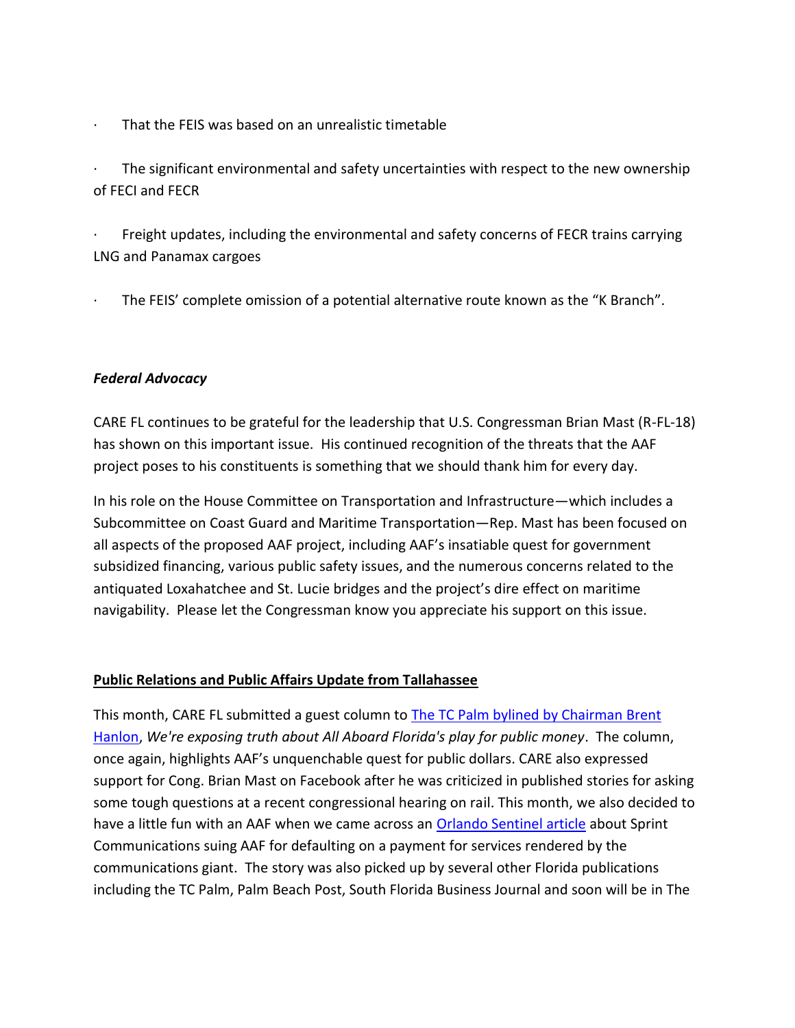- That the FEIS was based on an unrealistic timetable
- The significant environmental and safety uncertainties with respect to the new ownership of FECI and FECR
- Freight updates, including the environmental and safety concerns of FECR trains carrying LNG and Panamax cargoes
- The FEIS' complete omission of a potential alternative route known as the "K Branch".

***Federal Advocacy***

CARE FL continues to be grateful for the leadership that U.S. Congressman Brian Mast (R-FL-18) has shown on this important issue. His continued recognition of the threats that the AAF project poses to his constituents is something that we should thank him for every day.

In his role on the House Committee on Transportation and Infrastructure—which includes a Subcommittee on Coast Guard and Maritime Transportation—Rep. Mast has been focused on all aspects of the proposed AAF project, including AAF's insatiable quest for government subsidized financing, various public safety issues, and the numerous concerns related to the antiquated Loxahatchee and St. Lucie bridges and the project's dire effect on maritime navigability. Please let the Congressman know you appreciate his support on this issue.

**Public Relations and Public Affairs Update from Tallahassee**

This month, CARE FL submitted a guest column to The TC Palm bylined by Chairman Brent Hanlon, *We're exposing truth about All Aboard Florida's play for public money*. The column, once again, highlights AAF's unquenchable quest for public dollars. CARE also expressed support for Cong. Brian Mast on Facebook after he was criticized in published stories for asking some tough questions at a recent congressional hearing on rail. This month, we also decided to have a little fun with an AAF when we came across an Orlando Sentinel article about Sprint Communications suing AAF for defaulting on a payment for services rendered by the communications giant. The story was also picked up by several other Florida publications including the TC Palm, Palm Beach Post, South Florida Business Journal and soon will be in The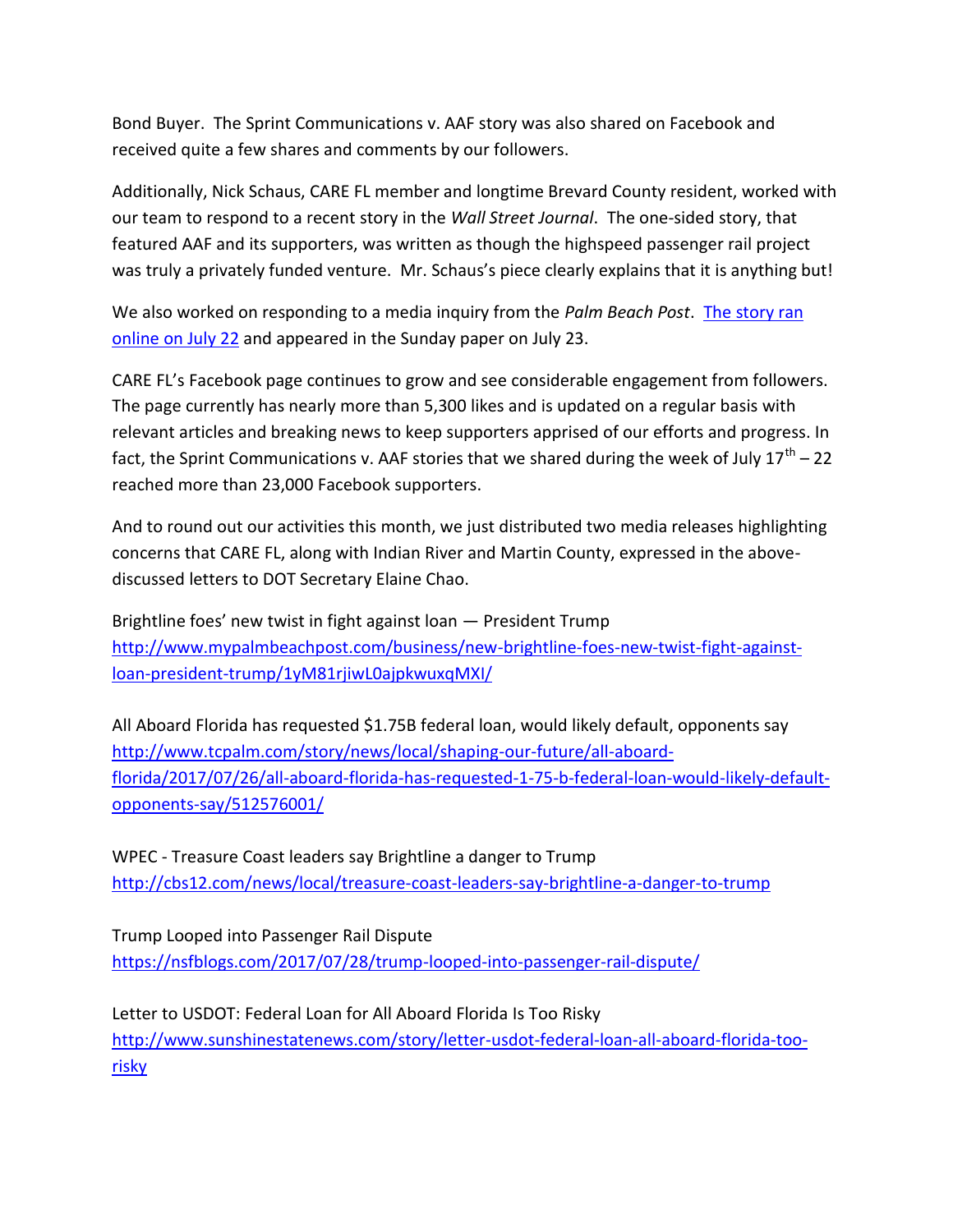Bond Buyer. The Sprint Communications v. AAF story was also shared on Facebook and received quite a few shares and comments by our followers.

Additionally, Nick Schaus, CARE FL member and longtime Brevard County resident, worked with our team to respond to a recent story in the *Wall Street Journal*. The one-sided story, that featured AAF and its supporters, was written as though the highspeed passenger rail project was truly a privately funded venture. Mr. Schaus's piece clearly explains that it is anything but!

We also worked on responding to a media inquiry from the *Palm Beach Post*. The story ran online on July 22 and appeared in the Sunday paper on July 23.

CARE FL's Facebook page continues to grow and see considerable engagement from followers. The page currently has nearly more than 5,300 likes and is updated on a regular basis with relevant articles and breaking news to keep supporters apprised of our efforts and progress. In fact, the Sprint Communications v. AAF stories that we shared during the week of July 17th – 22 reached more than 23,000 Facebook supporters.

And to round out our activities this month, we just distributed two media releases highlighting concerns that CARE FL, along with Indian River and Martin County, expressed in the above-discussed letters to DOT Secretary Elaine Chao.

Brightline foes' new twist in fight against loan — President Trump
http://www.mypalmbeachpost.com/business/new-brightline-foes-new-twist-fight-against-loan-president-trump/1yM81rjiwL0ajpkwuxqMXI/

All Aboard Florida has requested $1.75B federal loan, would likely default, opponents say
http://www.tcpalm.com/story/news/local/shaping-our-future/all-aboard-florida/2017/07/26/all-aboard-florida-has-requested-1-75-b-federal-loan-would-likely-default-opponents-say/512576001/

WPEC - Treasure Coast leaders say Brightline a danger to Trump
http://cbs12.com/news/local/treasure-coast-leaders-say-brightline-a-danger-to-trump

Trump Looped into Passenger Rail Dispute
https://nsfblogs.com/2017/07/28/trump-looped-into-passenger-rail-dispute/

Letter to USDOT: Federal Loan for All Aboard Florida Is Too Risky
http://www.sunshinestatenews.com/story/letter-usdot-federal-loan-all-aboard-florida-too-risky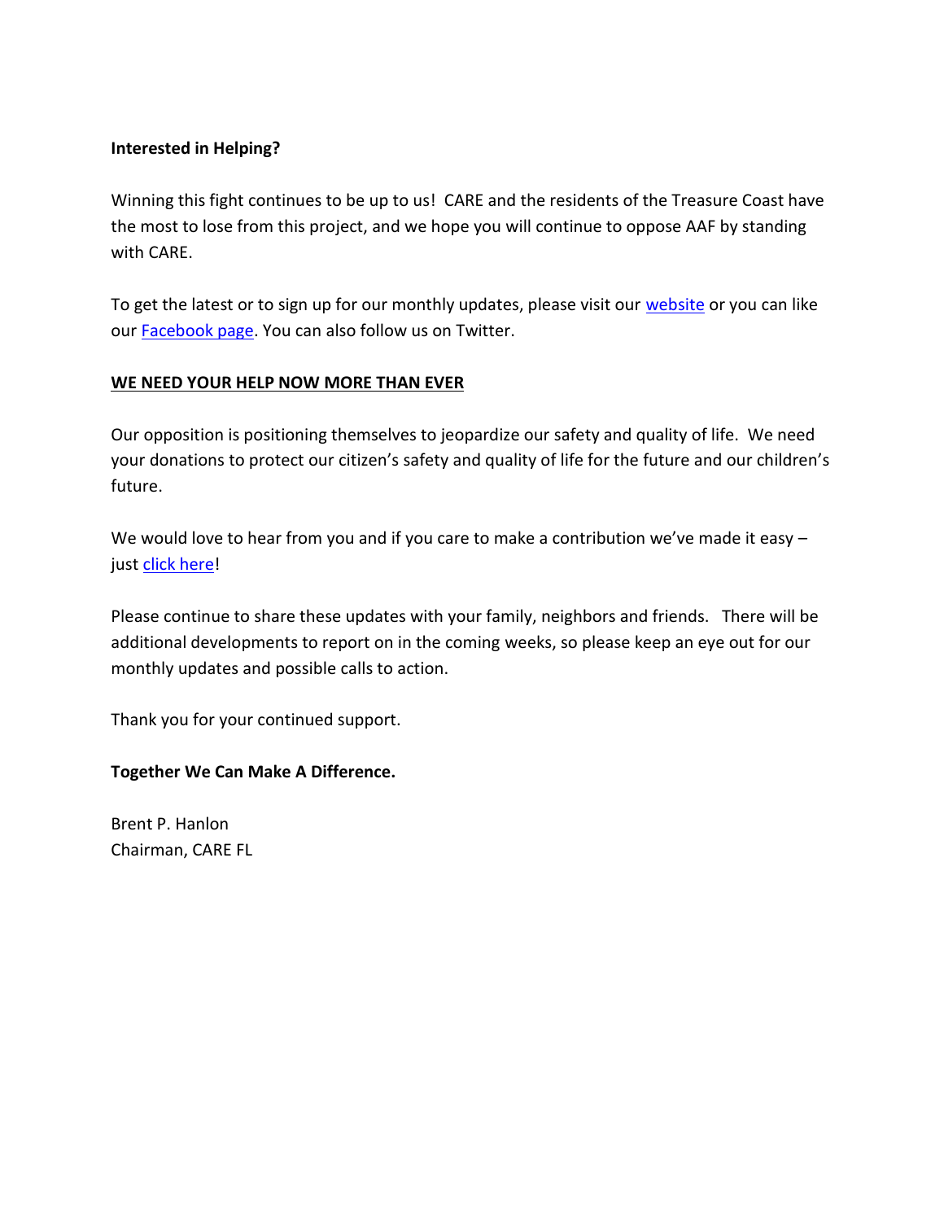**Interested in Helping?**

Winning this fight continues to be up to us! CARE and the residents of the Treasure Coast have the most to lose from this project, and we hope you will continue to oppose AAF by standing with CARE.

To get the latest or to sign up for our monthly updates, please visit our website or you can like our Facebook page. You can also follow us on Twitter.

**WE NEED YOUR HELP NOW MORE THAN EVER**

Our opposition is positioning themselves to jeopardize our safety and quality of life. We need your donations to protect our citizen's safety and quality of life for the future and our children's future.

We would love to hear from you and if you care to make a contribution we've made it easy – just click here!

Please continue to share these updates with your family, neighbors and friends. There will be additional developments to report on in the coming weeks, so please keep an eye out for our monthly updates and possible calls to action.

Thank you for your continued support.

**Together We Can Make A Difference.**

Brent P. Hanlon
Chairman, CARE FL